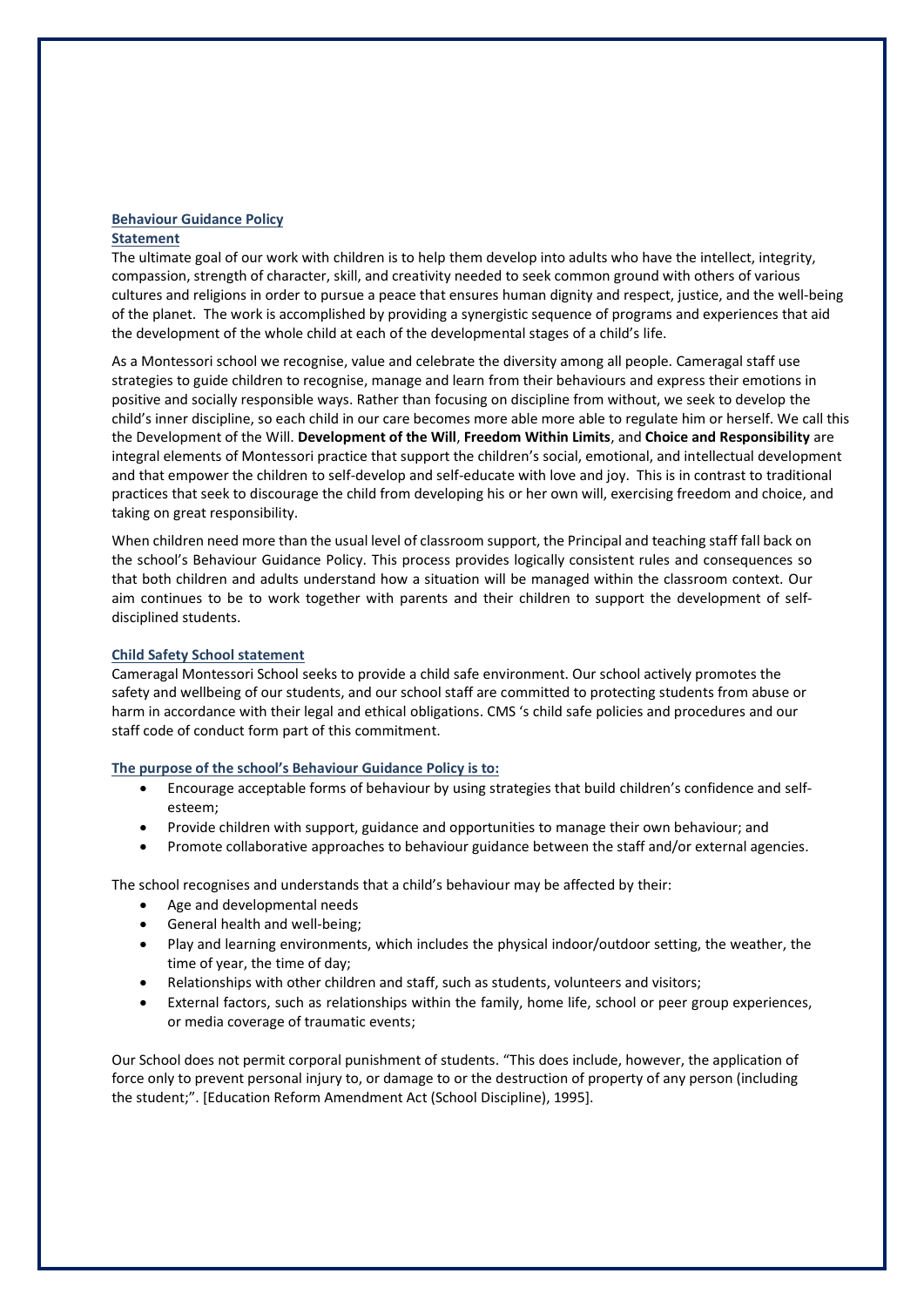## Behaviour Guidance Policy

### Statement

The ultimate goal of our work with children is to help them develop into adults who have the intellect, integrity, compassion, strength of character, skill, and creativity needed to seek common ground with others of various cultures and religions in order to pursue a peace that ensures human dignity and respect, justice, and the well-being of the planet. The work is accomplished by providing a synergistic sequence of programs and experiences that aid the development of the whole child at each of the developmental stages of a child's life.

As a Montessori school we recognise, value and celebrate the diversity among all people. Cameragal staff use strategies to guide children to recognise, manage and learn from their behaviours and express their emotions in positive and socially responsible ways. Rather than focusing on discipline from without, we seek to develop the child's inner discipline, so each child in our care becomes more able more able to regulate him or herself. We call this the Development of the Will. **Development of the Will**, **Freedom Within Limits**, and **Choice and Responsibility** are integral elements of Montessori practice that support the children's social, emotional, and intellectual development and that empower the children to self-develop and self-educate with love and joy. This is in contrast to traditional practices that seek to discourage the child from developing his or her own will, exercising freedom and choice, and taking on great responsibility.

When children need more than the usual level of classroom support, the Principal and teaching staff fall back on the school's Behaviour Guidance Policy. This process provides logically consistent rules and consequences so that both children and adults understand how a situation will be managed within the classroom context. Our aim continues to be to work together with parents and their children to support the development of self-disciplined students.

### Child Safety School statement

Cameragal Montessori School seeks to provide a child safe environment. Our school actively promotes the safety and wellbeing of our students, and our school staff are committed to protecting students from abuse or harm in accordance with their legal and ethical obligations. CMS 's child safe policies and procedures and our staff code of conduct form part of this commitment.

### The purpose of the school's Behaviour Guidance Policy is to:

- Encourage acceptable forms of behaviour by using strategies that build children's confidence and self-esteem;
- Provide children with support, guidance and opportunities to manage their own behaviour; and
- Promote collaborative approaches to behaviour guidance between the staff and/or external agencies.

The school recognises and understands that a child's behaviour may be affected by their:

- Age and developmental needs
- General health and well-being;
- Play and learning environments, which includes the physical indoor/outdoor setting, the weather, the time of year, the time of day;
- Relationships with other children and staff, such as students, volunteers and visitors;
- External factors, such as relationships within the family, home life, school or peer group experiences, or media coverage of traumatic events;

Our School does not permit corporal punishment of students. "This does include, however, the application of force only to prevent personal injury to, or damage to or the destruction of property of any person (including the student;". [Education Reform Amendment Act (School Discipline), 1995].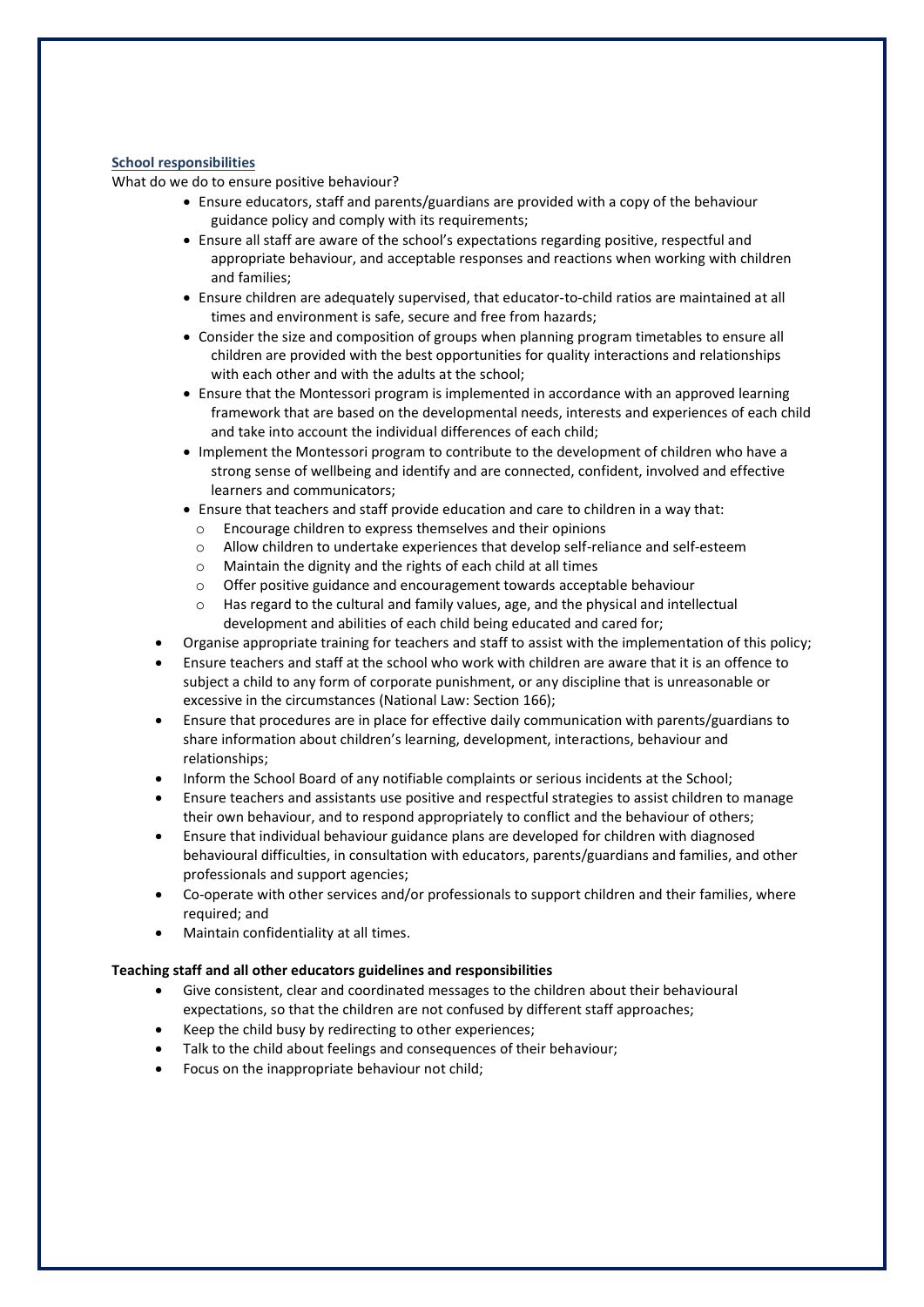## School responsibilities

What do we do to ensure positive behaviour?

- Ensure educators, staff and parents/guardians are provided with a copy of the behaviour guidance policy and comply with its requirements;
- Ensure all staff are aware of the school's expectations regarding positive, respectful and appropriate behaviour, and acceptable responses and reactions when working with children and families;
- Ensure children are adequately supervised, that educator-to-child ratios are maintained at all times and environment is safe, secure and free from hazards;
- Consider the size and composition of groups when planning program timetables to ensure all children are provided with the best opportunities for quality interactions and relationships with each other and with the adults at the school;
- Ensure that the Montessori program is implemented in accordance with an approved learning framework that are based on the developmental needs, interests and experiences of each child and take into account the individual differences of each child;
- Implement the Montessori program to contribute to the development of children who have a strong sense of wellbeing and identify and are connected, confident, involved and effective learners and communicators;
- Ensure that teachers and staff provide education and care to children in a way that:
  - Encourage children to express themselves and their opinions
  - Allow children to undertake experiences that develop self-reliance and self-esteem
  - Maintain the dignity and the rights of each child at all times
  - Offer positive guidance and encouragement towards acceptable behaviour
  - Has regard to the cultural and family values, age, and the physical and intellectual development and abilities of each child being educated and cared for;
- Organise appropriate training for teachers and staff to assist with the implementation of this policy;
- Ensure teachers and staff at the school who work with children are aware that it is an offence to subject a child to any form of corporate punishment, or any discipline that is unreasonable or excessive in the circumstances (National Law: Section 166);
- Ensure that procedures are in place for effective daily communication with parents/guardians to share information about children's learning, development, interactions, behaviour and relationships;
- Inform the School Board of any notifiable complaints or serious incidents at the School;
- Ensure teachers and assistants use positive and respectful strategies to assist children to manage their own behaviour, and to respond appropriately to conflict and the behaviour of others;
- Ensure that individual behaviour guidance plans are developed for children with diagnosed behavioural difficulties, in consultation with educators, parents/guardians and families, and other professionals and support agencies;
- Co-operate with other services and/or professionals to support children and their families, where required; and
- Maintain confidentiality at all times.

**Teaching staff and all other educators guidelines and responsibilities**

- Give consistent, clear and coordinated messages to the children about their behavioural expectations, so that the children are not confused by different staff approaches;
- Keep the child busy by redirecting to other experiences;
- Talk to the child about feelings and consequences of their behaviour;
- Focus on the inappropriate behaviour not child;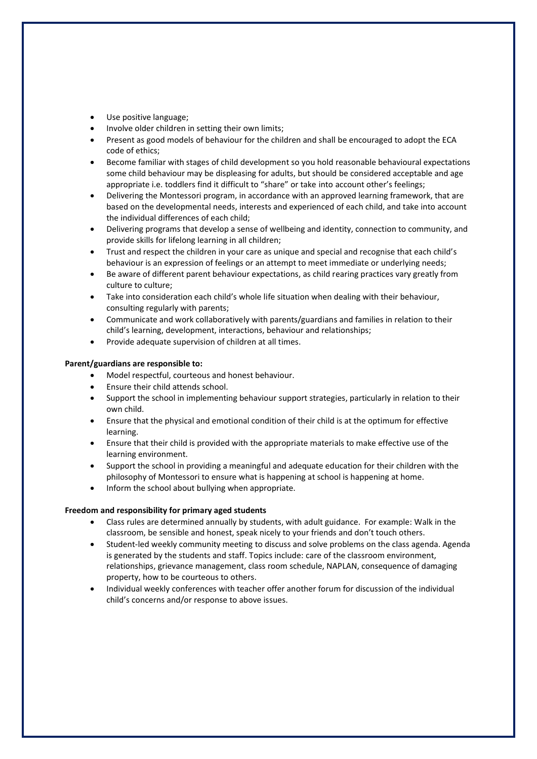- Use positive language;
- Involve older children in setting their own limits;
- Present as good models of behaviour for the children and shall be encouraged to adopt the ECA code of ethics;
- Become familiar with stages of child development so you hold reasonable behavioural expectations some child behaviour may be displeasing for adults, but should be considered acceptable and age appropriate i.e. toddlers find it difficult to "share" or take into account other's feelings;
- Delivering the Montessori program, in accordance with an approved learning framework, that are based on the developmental needs, interests and experienced of each child, and take into account the individual differences of each child;
- Delivering programs that develop a sense of wellbeing and identity, connection to community, and provide skills for lifelong learning in all children;
- Trust and respect the children in your care as unique and special and recognise that each child's behaviour is an expression of feelings or an attempt to meet immediate or underlying needs;
- Be aware of different parent behaviour expectations, as child rearing practices vary greatly from culture to culture;
- Take into consideration each child's whole life situation when dealing with their behaviour, consulting regularly with parents;
- Communicate and work collaboratively with parents/guardians and families in relation to their child's learning, development, interactions, behaviour and relationships;
- Provide adequate supervision of children at all times.

**Parent/guardians are responsible to:**

- Model respectful, courteous and honest behaviour.
- Ensure their child attends school.
- Support the school in implementing behaviour support strategies, particularly in relation to their own child.
- Ensure that the physical and emotional condition of their child is at the optimum for effective learning.
- Ensure that their child is provided with the appropriate materials to make effective use of the learning environment.
- Support the school in providing a meaningful and adequate education for their children with the philosophy of Montessori to ensure what is happening at school is happening at home.
- Inform the school about bullying when appropriate.

**Freedom and responsibility for primary aged students**

- Class rules are determined annually by students, with adult guidance. For example: Walk in the classroom, be sensible and honest, speak nicely to your friends and don't touch others.
- Student-led weekly community meeting to discuss and solve problems on the class agenda. Agenda is generated by the students and staff. Topics include: care of the classroom environment, relationships, grievance management, class room schedule, NAPLAN, consequence of damaging property, how to be courteous to others.
- Individual weekly conferences with teacher offer another forum for discussion of the individual child's concerns and/or response to above issues.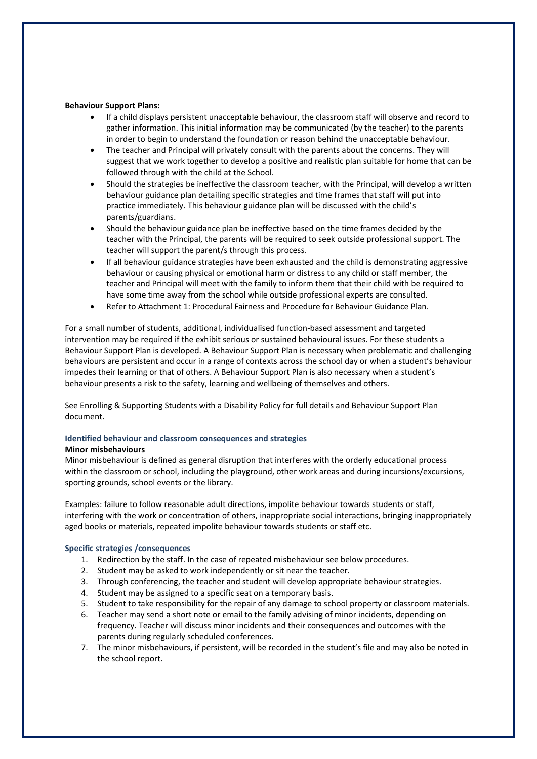**Behaviour Support Plans:**

- If a child displays persistent unacceptable behaviour, the classroom staff will observe and record to gather information. This initial information may be communicated (by the teacher) to the parents in order to begin to understand the foundation or reason behind the unacceptable behaviour.
- The teacher and Principal will privately consult with the parents about the concerns. They will suggest that we work together to develop a positive and realistic plan suitable for home that can be followed through with the child at the School.
- Should the strategies be ineffective the classroom teacher, with the Principal, will develop a written behaviour guidance plan detailing specific strategies and time frames that staff will put into practice immediately. This behaviour guidance plan will be discussed with the child's parents/guardians.
- Should the behaviour guidance plan be ineffective based on the time frames decided by the teacher with the Principal, the parents will be required to seek outside professional support. The teacher will support the parent/s through this process.
- If all behaviour guidance strategies have been exhausted and the child is demonstrating aggressive behaviour or causing physical or emotional harm or distress to any child or staff member, the teacher and Principal will meet with the family to inform them that their child with be required to have some time away from the school while outside professional experts are consulted.
- Refer to Attachment 1: Procedural Fairness and Procedure for Behaviour Guidance Plan.

For a small number of students, additional, individualised function-based assessment and targeted intervention may be required if the exhibit serious or sustained behavioural issues. For these students a Behaviour Support Plan is developed. A Behaviour Support Plan is necessary when problematic and challenging behaviours are persistent and occur in a range of contexts across the school day or when a student's behaviour impedes their learning or that of others. A Behaviour Support Plan is also necessary when a student's behaviour presents a risk to the safety, learning and wellbeing of themselves and others.

See Enrolling & Supporting Students with a Disability Policy for full details and Behaviour Support Plan document.

### Identified behaviour and classroom consequences and strategies

**Minor misbehaviours**

Minor misbehaviour is defined as general disruption that interferes with the orderly educational process within the classroom or school, including the playground, other work areas and during incursions/excursions, sporting grounds, school events or the library.

Examples: failure to follow reasonable adult directions, impolite behaviour towards students or staff, interfering with the work or concentration of others, inappropriate social interactions, bringing inappropriately aged books or materials, repeated impolite behaviour towards students or staff etc.

### Specific strategies /consequences

1. Redirection by the staff. In the case of repeated misbehaviour see below procedures.
2. Student may be asked to work independently or sit near the teacher.
3. Through conferencing, the teacher and student will develop appropriate behaviour strategies.
4. Student may be assigned to a specific seat on a temporary basis.
5. Student to take responsibility for the repair of any damage to school property or classroom materials.
6. Teacher may send a short note or email to the family advising of minor incidents, depending on frequency. Teacher will discuss minor incidents and their consequences and outcomes with the parents during regularly scheduled conferences.
7. The minor misbehaviours, if persistent, will be recorded in the student's file and may also be noted in the school report.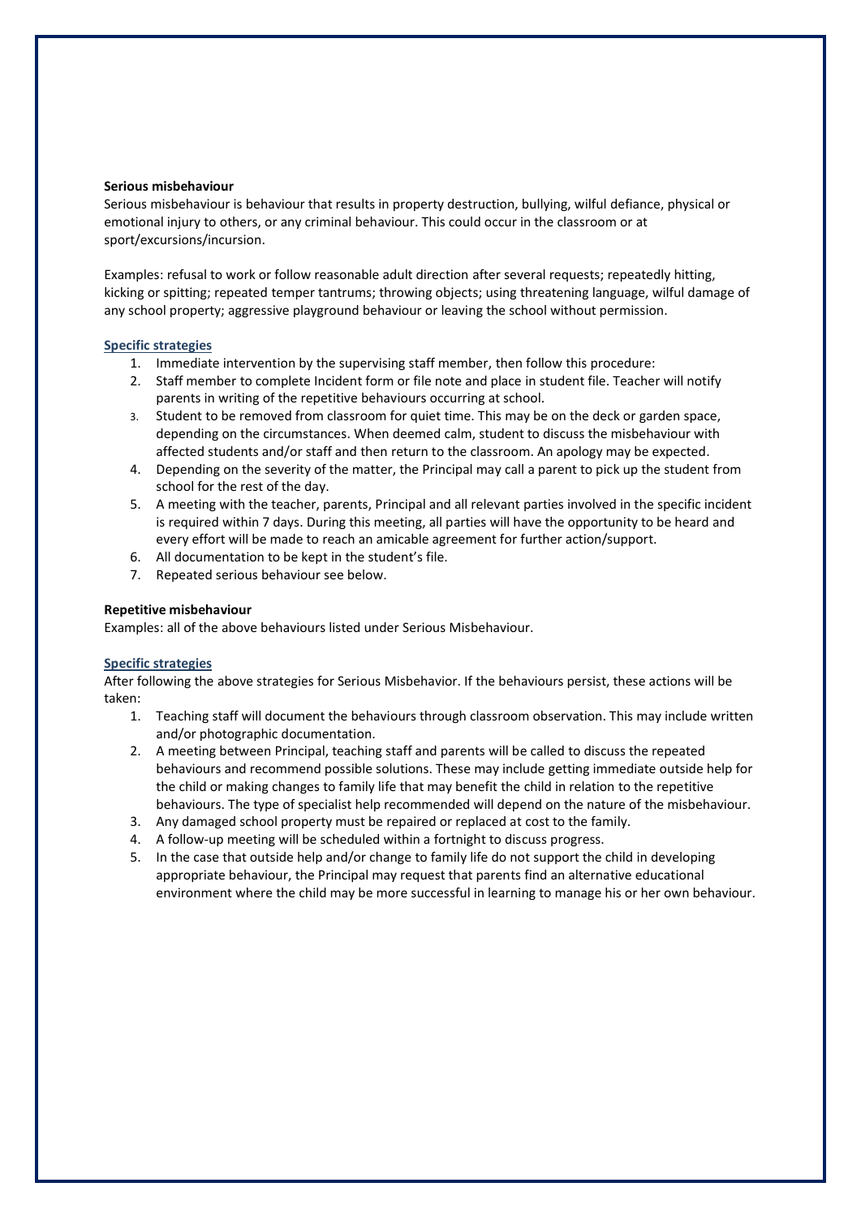**Serious misbehaviour**

Serious misbehaviour is behaviour that results in property destruction, bullying, wilful defiance, physical or emotional injury to others, or any criminal behaviour. This could occur in the classroom or at sport/excursions/incursion.

Examples: refusal to work or follow reasonable adult direction after several requests; repeatedly hitting, kicking or spitting; repeated temper tantrums; throwing objects; using threatening language, wilful damage of any school property; aggressive playground behaviour or leaving the school without permission.

### Specific strategies

1. Immediate intervention by the supervising staff member, then follow this procedure:
2. Staff member to complete Incident form or file note and place in student file. Teacher will notify parents in writing of the repetitive behaviours occurring at school.
3. Student to be removed from classroom for quiet time. This may be on the deck or garden space, depending on the circumstances. When deemed calm, student to discuss the misbehaviour with affected students and/or staff and then return to the classroom. An apology may be expected.
4. Depending on the severity of the matter, the Principal may call a parent to pick up the student from school for the rest of the day.
5. A meeting with the teacher, parents, Principal and all relevant parties involved in the specific incident is required within 7 days. During this meeting, all parties will have the opportunity to be heard and every effort will be made to reach an amicable agreement for further action/support.
6. All documentation to be kept in the student's file.
7. Repeated serious behaviour see below.

**Repetitive misbehaviour**

Examples: all of the above behaviours listed under Serious Misbehaviour.

### Specific strategies

After following the above strategies for Serious Misbehavior. If the behaviours persist, these actions will be taken:

1. Teaching staff will document the behaviours through classroom observation. This may include written and/or photographic documentation.
2. A meeting between Principal, teaching staff and parents will be called to discuss the repeated behaviours and recommend possible solutions. These may include getting immediate outside help for the child or making changes to family life that may benefit the child in relation to the repetitive behaviours. The type of specialist help recommended will depend on the nature of the misbehaviour.
3. Any damaged school property must be repaired or replaced at cost to the family.
4. A follow-up meeting will be scheduled within a fortnight to discuss progress.
5. In the case that outside help and/or change to family life do not support the child in developing appropriate behaviour, the Principal may request that parents find an alternative educational environment where the child may be more successful in learning to manage his or her own behaviour.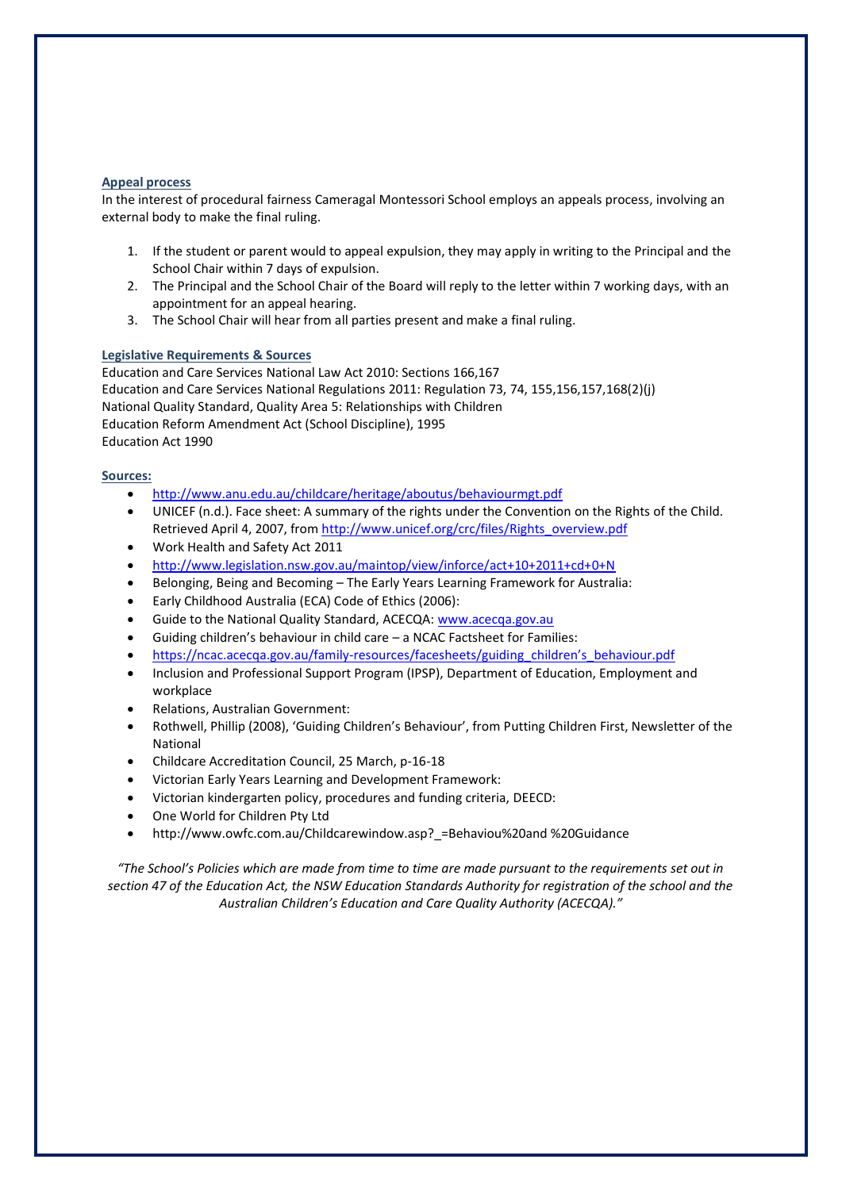**Appeal process**

In the interest of procedural fairness Cameragal Montessori School employs an appeals process, involving an external body to make the final ruling.

1. If the student or parent would to appeal expulsion, they may apply in writing to the Principal and the School Chair within 7 days of expulsion.
2. The Principal and the School Chair of the Board will reply to the letter within 7 working days, with an appointment for an appeal hearing.
3. The School Chair will hear from all parties present and make a final ruling.

**Legislative Requirements & Sources**

Education and Care Services National Law Act 2010: Sections 166,167
Education and Care Services National Regulations 2011: Regulation 73, 74, 155,156,157,168(2)(j)
National Quality Standard, Quality Area 5: Relationships with Children
Education Reform Amendment Act (School Discipline), 1995
Education Act 1990

**Sources:**

- http://www.anu.edu.au/childcare/heritage/aboutus/behaviourmgt.pdf
- UNICEF (n.d.). Face sheet: A summary of the rights under the Convention on the Rights of the Child. Retrieved April 4, 2007, from http://www.unicef.org/crc/files/Rights_overview.pdf
- Work Health and Safety Act 2011
- http://www.legislation.nsw.gov.au/maintop/view/inforce/act+10+2011+cd+0+N
- Belonging, Being and Becoming – The Early Years Learning Framework for Australia:
- Early Childhood Australia (ECA) Code of Ethics (2006):
- Guide to the National Quality Standard, ACECQA: www.acecqa.gov.au
- Guiding children's behaviour in child care – a NCAC Factsheet for Families:
- https://ncac.acecqa.gov.au/family-resources/facesheets/guiding_children's_behaviour.pdf
- Inclusion and Professional Support Program (IPSP), Department of Education, Employment and workplace
- Relations, Australian Government:
- Rothwell, Phillip (2008), 'Guiding Children's Behaviour', from Putting Children First, Newsletter of the National
- Childcare Accreditation Council, 25 March, p-16-18
- Victorian Early Years Learning and Development Framework:
- Victorian kindergarten policy, procedures and funding criteria, DEECD:
- One World for Children Pty Ltd
- http://www.owfc.com.au/Childcarewindow.asp?_=Behaviou%20and %20Guidance

*"The School's Policies which are made from time to time are made pursuant to the requirements set out in section 47 of the Education Act, the NSW Education Standards Authority for registration of the school and the Australian Children's Education and Care Quality Authority (ACECQA)."*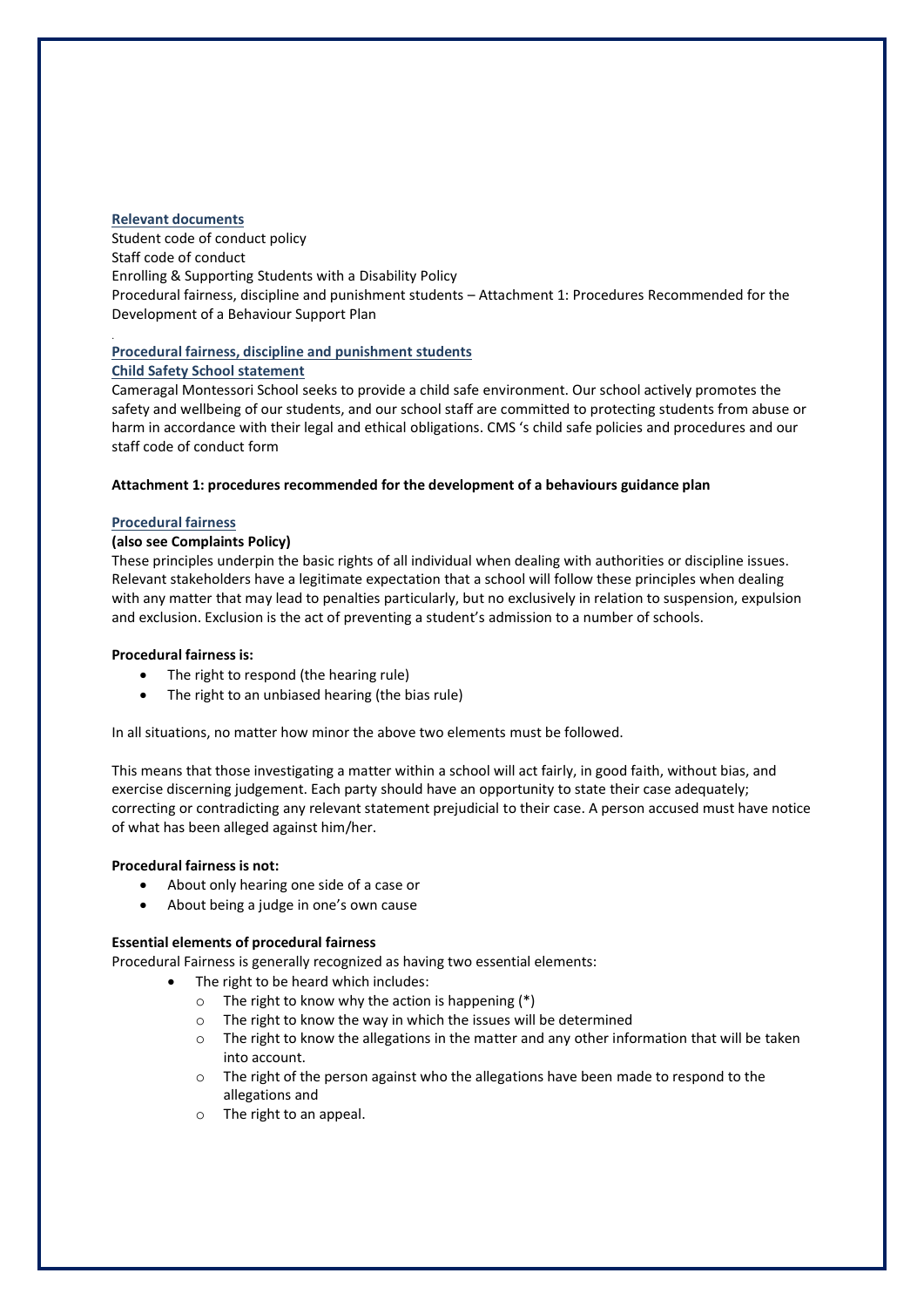**Relevant documents**

Student code of conduct policy
Staff code of conduct
Enrolling & Supporting Students with a Disability Policy
Procedural fairness, discipline and punishment students – Attachment 1: Procedures Recommended for the Development of a Behaviour Support Plan

**Procedural fairness, discipline and punishment students**

**Child Safety School statement**

Cameragal Montessori School seeks to provide a child safe environment. Our school actively promotes the safety and wellbeing of our students, and our school staff are committed to protecting students from abuse or harm in accordance with their legal and ethical obligations. CMS 's child safe policies and procedures and our staff code of conduct form

**Attachment 1: procedures recommended for the development of a behaviours guidance plan**

**Procedural fairness**

**(also see Complaints Policy)**

These principles underpin the basic rights of all individual when dealing with authorities or discipline issues. Relevant stakeholders have a legitimate expectation that a school will follow these principles when dealing with any matter that may lead to penalties particularly, but no exclusively in relation to suspension, expulsion and exclusion. Exclusion is the act of preventing a student's admission to a number of schools.

**Procedural fairness is:**

- The right to respond (the hearing rule)
- The right to an unbiased hearing (the bias rule)

In all situations, no matter how minor the above two elements must be followed.

This means that those investigating a matter within a school will act fairly, in good faith, without bias, and exercise discerning judgement. Each party should have an opportunity to state their case adequately; correcting or contradicting any relevant statement prejudicial to their case. A person accused must have notice of what has been alleged against him/her.

**Procedural fairness is not:**

- About only hearing one side of a case or
- About being a judge in one's own cause

**Essential elements of procedural fairness**

Procedural Fairness is generally recognized as having two essential elements:

- The right to be heard which includes:
  - The right to know why the action is happening (*)
  - The right to know the way in which the issues will be determined
  - The right to know the allegations in the matter and any other information that will be taken into account.
  - The right of the person against who the allegations have been made to respond to the allegations and
  - The right to an appeal.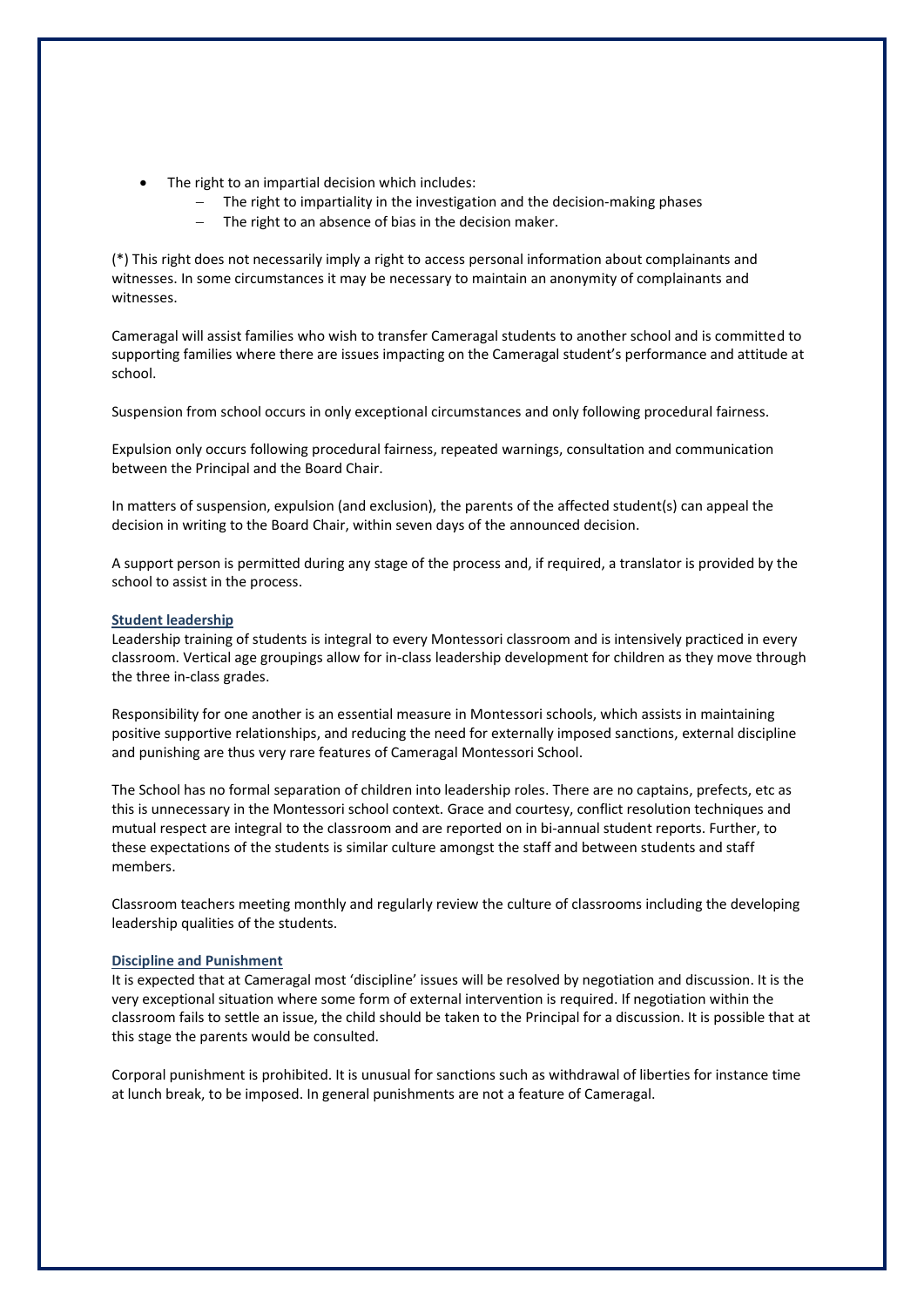- The right to an impartial decision which includes:
  - The right to impartiality in the investigation and the decision-making phases
  - The right to an absence of bias in the decision maker.

(*) This right does not necessarily imply a right to access personal information about complainants and witnesses. In some circumstances it may be necessary to maintain an anonymity of complainants and witnesses.

Cameragal will assist families who wish to transfer Cameragal students to another school and is committed to supporting families where there are issues impacting on the Cameragal student's performance and attitude at school.

Suspension from school occurs in only exceptional circumstances and only following procedural fairness.

Expulsion only occurs following procedural fairness, repeated warnings, consultation and communication between the Principal and the Board Chair.

In matters of suspension, expulsion (and exclusion), the parents of the affected student(s) can appeal the decision in writing to the Board Chair, within seven days of the announced decision.

A support person is permitted during any stage of the process and, if required, a translator is provided by the school to assist in the process.

### Student leadership

Leadership training of students is integral to every Montessori classroom and is intensively practiced in every classroom. Vertical age groupings allow for in-class leadership development for children as they move through the three in-class grades.

Responsibility for one another is an essential measure in Montessori schools, which assists in maintaining positive supportive relationships, and reducing the need for externally imposed sanctions, external discipline and punishing are thus very rare features of Cameragal Montessori School.

The School has no formal separation of children into leadership roles. There are no captains, prefects, etc as this is unnecessary in the Montessori school context. Grace and courtesy, conflict resolution techniques and mutual respect are integral to the classroom and are reported on in bi-annual student reports. Further, to these expectations of the students is similar culture amongst the staff and between students and staff members.

Classroom teachers meeting monthly and regularly review the culture of classrooms including the developing leadership qualities of the students.

### Discipline and Punishment

It is expected that at Cameragal most 'discipline' issues will be resolved by negotiation and discussion. It is the very exceptional situation where some form of external intervention is required. If negotiation within the classroom fails to settle an issue, the child should be taken to the Principal for a discussion. It is possible that at this stage the parents would be consulted.

Corporal punishment is prohibited. It is unusual for sanctions such as withdrawal of liberties for instance time at lunch break, to be imposed. In general punishments are not a feature of Cameragal.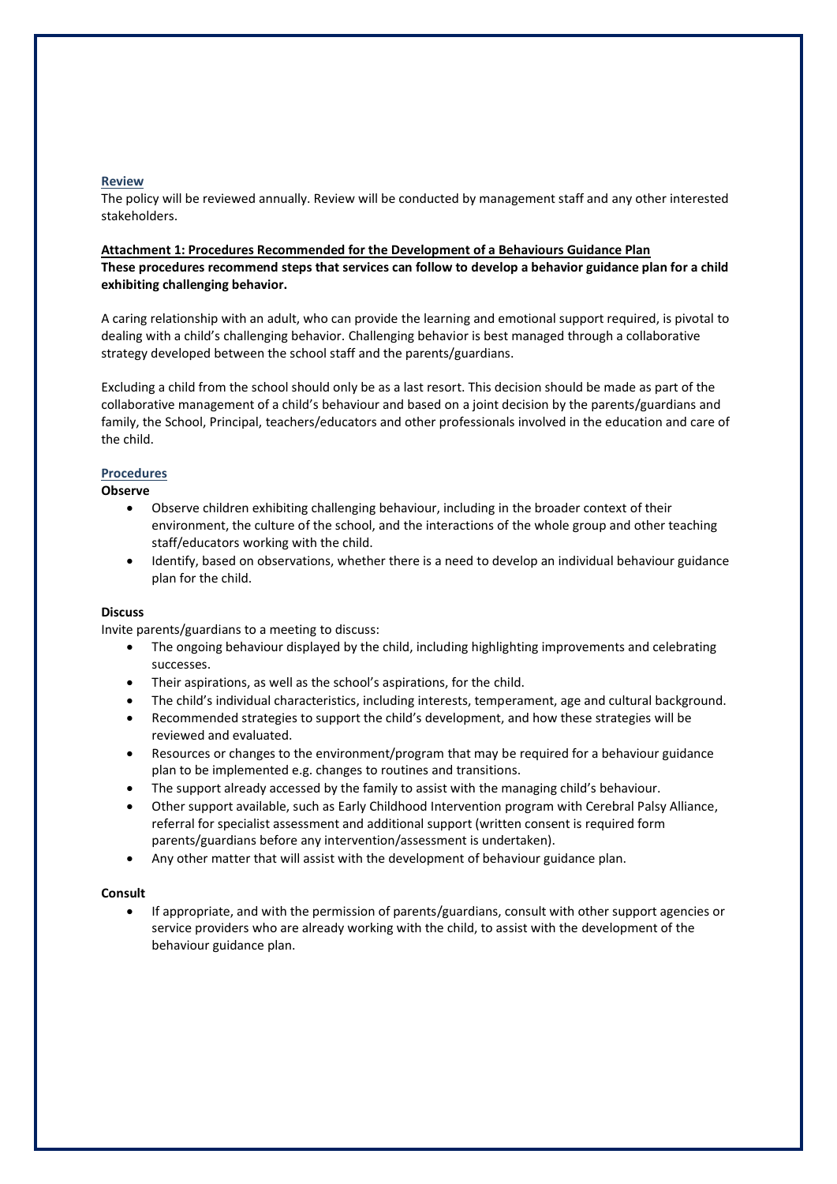## Review

The policy will be reviewed annually. Review will be conducted by management staff and any other interested stakeholders.

**Attachment 1: Procedures Recommended for the Development of a Behaviours Guidance Plan**

**These procedures recommend steps that services can follow to develop a behavior guidance plan for a child exhibiting challenging behavior.**

A caring relationship with an adult, who can provide the learning and emotional support required, is pivotal to dealing with a child's challenging behavior. Challenging behavior is best managed through a collaborative strategy developed between the school staff and the parents/guardians.

Excluding a child from the school should only be as a last resort. This decision should be made as part of the collaborative management of a child's behaviour and based on a joint decision by the parents/guardians and family, the School, Principal, teachers/educators and other professionals involved in the education and care of the child.

## Procedures

**Observe**

- Observe children exhibiting challenging behaviour, including in the broader context of their environment, the culture of the school, and the interactions of the whole group and other teaching staff/educators working with the child.
- Identify, based on observations, whether there is a need to develop an individual behaviour guidance plan for the child.

**Discuss**

Invite parents/guardians to a meeting to discuss:

- The ongoing behaviour displayed by the child, including highlighting improvements and celebrating successes.
- Their aspirations, as well as the school's aspirations, for the child.
- The child's individual characteristics, including interests, temperament, age and cultural background.
- Recommended strategies to support the child's development, and how these strategies will be reviewed and evaluated.
- Resources or changes to the environment/program that may be required for a behaviour guidance plan to be implemented e.g. changes to routines and transitions.
- The support already accessed by the family to assist with the managing child's behaviour.
- Other support available, such as Early Childhood Intervention program with Cerebral Palsy Alliance, referral for specialist assessment and additional support (written consent is required form parents/guardians before any intervention/assessment is undertaken).
- Any other matter that will assist with the development of behaviour guidance plan.

**Consult**

- If appropriate, and with the permission of parents/guardians, consult with other support agencies or service providers who are already working with the child, to assist with the development of the behaviour guidance plan.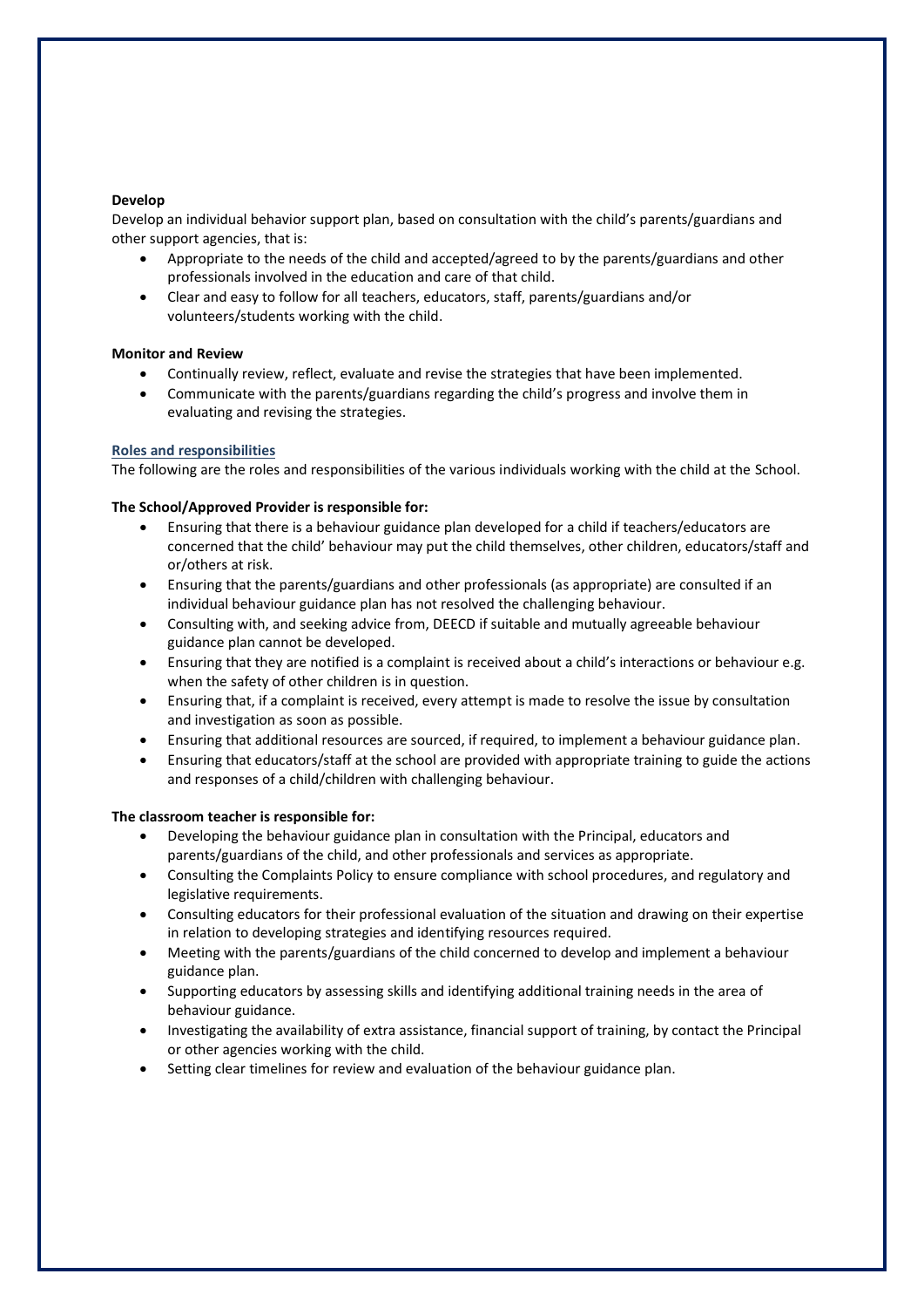**Develop**

Develop an individual behavior support plan, based on consultation with the child's parents/guardians and other support agencies, that is:

- Appropriate to the needs of the child and accepted/agreed to by the parents/guardians and other professionals involved in the education and care of that child.
- Clear and easy to follow for all teachers, educators, staff, parents/guardians and/or volunteers/students working with the child.

**Monitor and Review**

- Continually review, reflect, evaluate and revise the strategies that have been implemented.
- Communicate with the parents/guardians regarding the child's progress and involve them in evaluating and revising the strategies.

## Roles and responsibilities

The following are the roles and responsibilities of the various individuals working with the child at the School.

**The School/Approved Provider is responsible for:**

- Ensuring that there is a behaviour guidance plan developed for a child if teachers/educators are concerned that the child' behaviour may put the child themselves, other children, educators/staff and or/others at risk.
- Ensuring that the parents/guardians and other professionals (as appropriate) are consulted if an individual behaviour guidance plan has not resolved the challenging behaviour.
- Consulting with, and seeking advice from, DEECD if suitable and mutually agreeable behaviour guidance plan cannot be developed.
- Ensuring that they are notified is a complaint is received about a child's interactions or behaviour e.g. when the safety of other children is in question.
- Ensuring that, if a complaint is received, every attempt is made to resolve the issue by consultation and investigation as soon as possible.
- Ensuring that additional resources are sourced, if required, to implement a behaviour guidance plan.
- Ensuring that educators/staff at the school are provided with appropriate training to guide the actions and responses of a child/children with challenging behaviour.

**The classroom teacher is responsible for:**

- Developing the behaviour guidance plan in consultation with the Principal, educators and parents/guardians of the child, and other professionals and services as appropriate.
- Consulting the Complaints Policy to ensure compliance with school procedures, and regulatory and legislative requirements.
- Consulting educators for their professional evaluation of the situation and drawing on their expertise in relation to developing strategies and identifying resources required.
- Meeting with the parents/guardians of the child concerned to develop and implement a behaviour guidance plan.
- Supporting educators by assessing skills and identifying additional training needs in the area of behaviour guidance.
- Investigating the availability of extra assistance, financial support of training, by contact the Principal or other agencies working with the child.
- Setting clear timelines for review and evaluation of the behaviour guidance plan.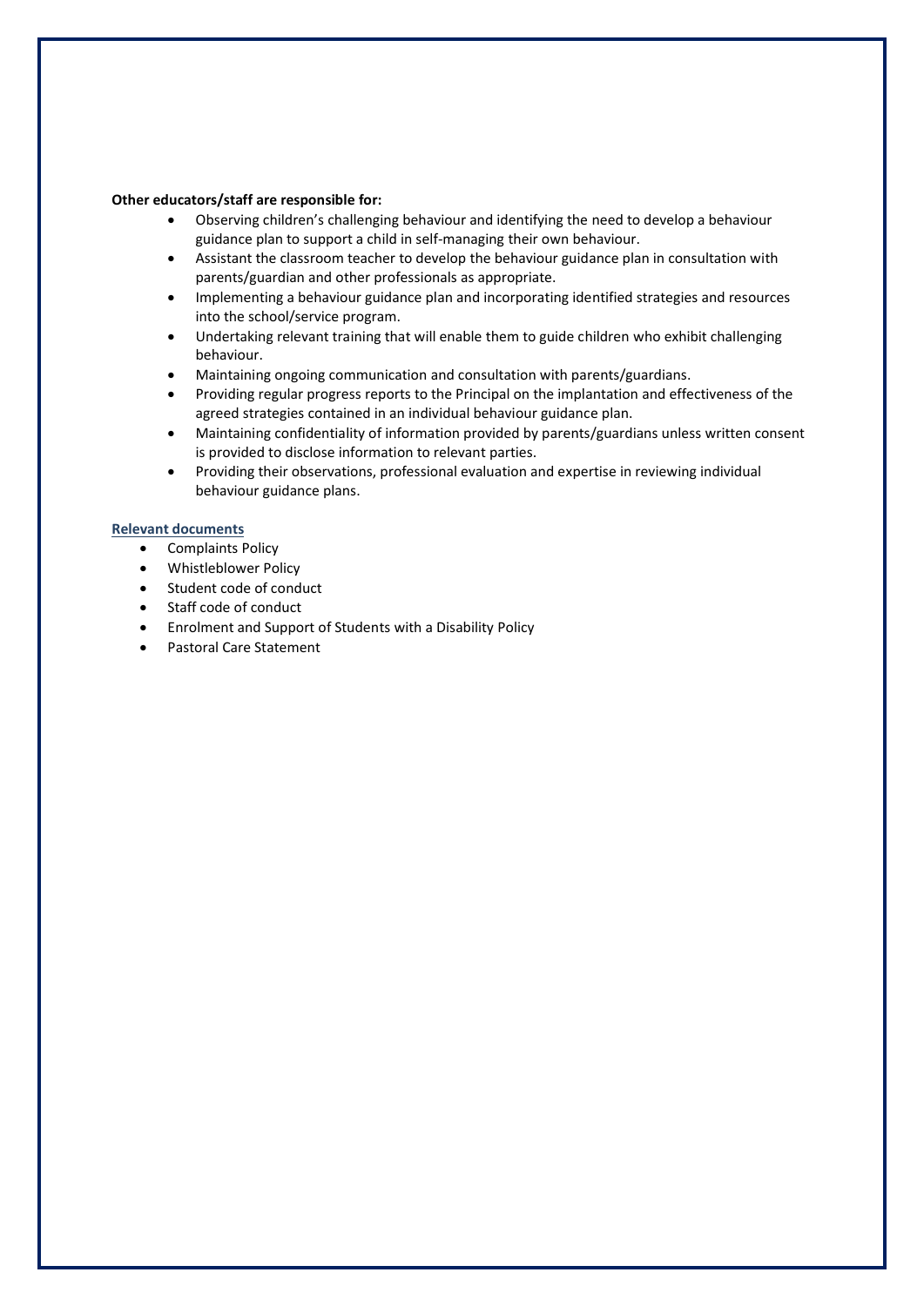**Other educators/staff are responsible for:**

- Observing children's challenging behaviour and identifying the need to develop a behaviour guidance plan to support a child in self-managing their own behaviour.
- Assistant the classroom teacher to develop the behaviour guidance plan in consultation with parents/guardian and other professionals as appropriate.
- Implementing a behaviour guidance plan and incorporating identified strategies and resources into the school/service program.
- Undertaking relevant training that will enable them to guide children who exhibit challenging behaviour.
- Maintaining ongoing communication and consultation with parents/guardians.
- Providing regular progress reports to the Principal on the implantation and effectiveness of the agreed strategies contained in an individual behaviour guidance plan.
- Maintaining confidentiality of information provided by parents/guardians unless written consent is provided to disclose information to relevant parties.
- Providing their observations, professional evaluation and expertise in reviewing individual behaviour guidance plans.

## Relevant documents

- Complaints Policy
- Whistleblower Policy
- Student code of conduct
- Staff code of conduct
- Enrolment and Support of Students with a Disability Policy
- Pastoral Care Statement